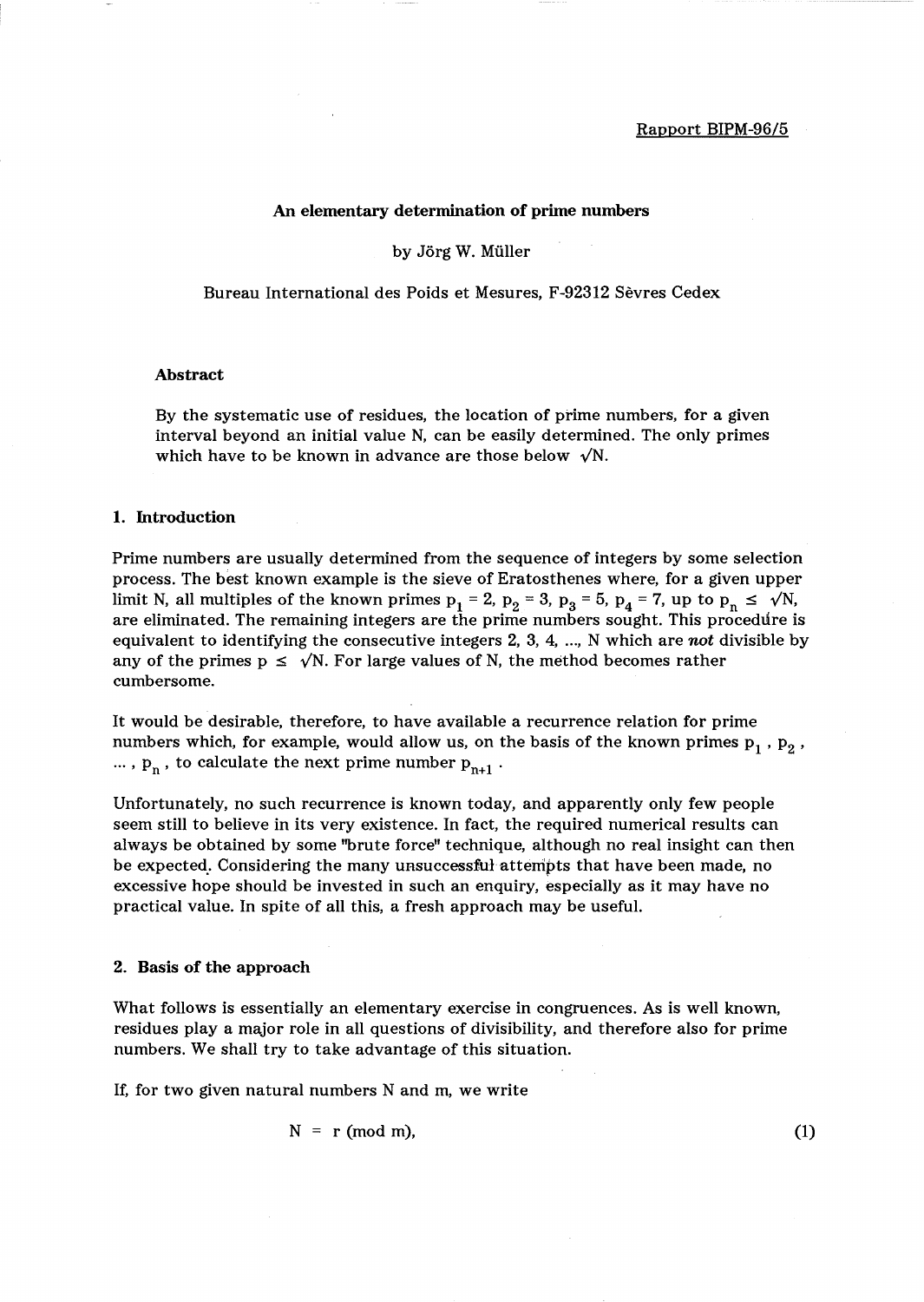Rapport BIPM-96/5

# An elementary determination of prime numbers

by Jörg W. Müller

Bureau International des Poids et Mesures, F-92312 Sèvres Cedex

### Abstract

By the systematic use of residues, the location of prime numbers, for a given interval beyond an initial value N, can be easily determined. The only primes which have to be known in advance are those below $\sqrt{N}$.

## 1. Introduction

Prime numbers are usually determined from the sequence of integers by some selection process. The best known example is the sieve of Eratosthenes where, for a given upper limit N, all multiples of the known primes $p_1 = 2$, $p_2 = 3$, $p_3 = 5$, $p_4 = 7$, up to $p_n \leq \sqrt{N}$, are eliminated. The remaining integers are the prime numbers sought. This procedure is equivalent to identifying the consecutive integers 2, 3, 4, ..., N which are *not* divisible by any of the primes $p \leq \sqrt{N}$. For large values of N, the method becomes rather cumbersome.

It would be desirable, therefore, to have available a recurrence relation for prime numbers which, for example, would allow us, on the basis of the known primes $p_1$, $p_2$, ..., $p_n$, to calculate the next prime number $p_{n+1}$.

Unfortunately, no such recurrence is known today, and apparently only few people seem still to believe in its very existence. In fact, the required numerical results can always be obtained by some "brute force" technique, although no real insight can then be expected. Considering the many unsuccessful attempts that have been made, no excessive hope should be invested in such an enquiry, especially as it may have no practical value. In spite of all this, a fresh approach may be useful.

## 2. Basis of the approach

What follows is essentially an elementary exercise in congruences. As is well known, residues play a major role in all questions of divisibility, and therefore also for prime numbers. We shall try to take advantage of this situation.

If, for two given natural numbers N and m, we write

$$N = r \pmod{m}, \tag{1}$$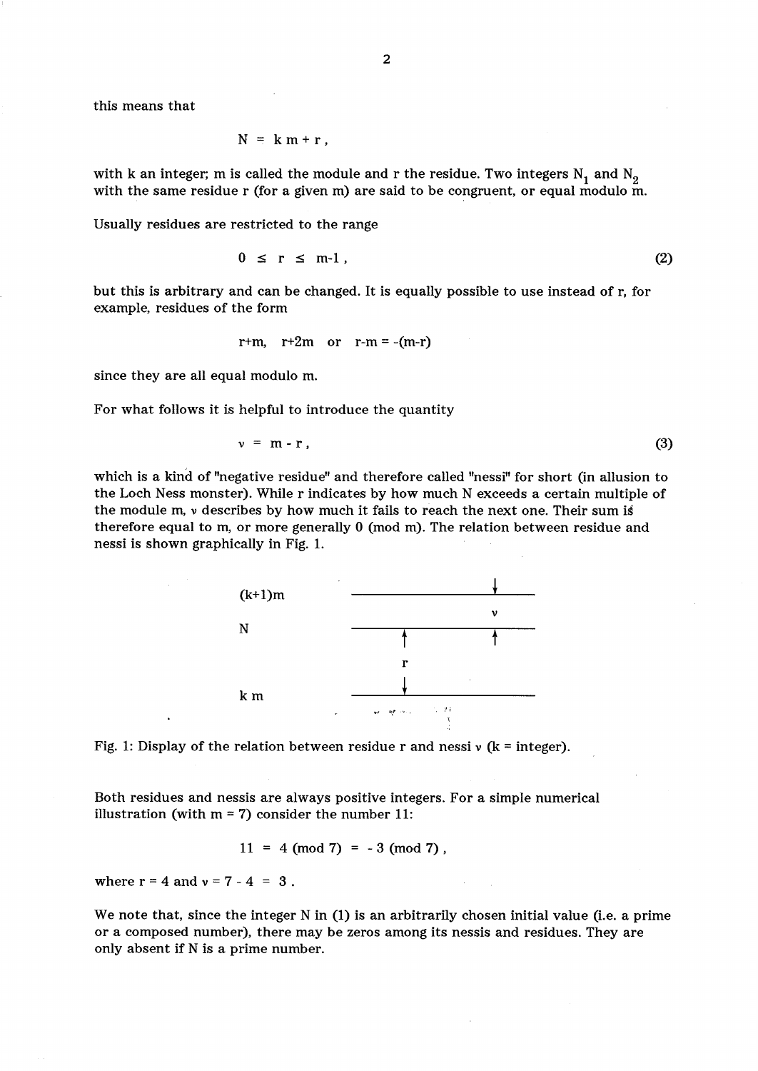this means that

$$N = k\,m + r\,,$$

with k an integer; m is called the module and r the residue. Two integers $N_1$ and $N_2$ with the same residue r (for a given m) are said to be congruent, or equal modulo m.

Usually residues are restricted to the range

$$0 \leq r \leq m-1\,, \tag{2}$$

but this is arbitrary and can be changed. It is equally possible to use instead of r, for example, residues of the form

$$r+m, \quad r+2m \quad \text{or} \quad r-m = -(m-r)$$

since they are all equal modulo m.

For what follows it is helpful to introduce the quantity

$$\nu = m - r\,, \tag{3}$$

which is a kind of "negative residue" and therefore called "nessi" for short (in allusion to the Loch Ness monster). While r indicates by how much N exceeds a certain multiple of the module m, $\nu$ describes by how much it fails to reach the next one. Their sum is therefore equal to m, or more generally 0 (mod m). The relation between residue and nessi is shown graphically in Fig. 1.

Fig. 1: Display of the relation between residue r and nessi $\nu$ (k = integer).

Both residues and nessis are always positive integers. For a simple numerical illustration (with m = 7) consider the number 11:

$$11 = 4 \pmod 7 = -3 \pmod 7\,,$$

where r = 4 and $\nu = 7 - 4 = 3$.

We note that, since the integer N in (1) is an arbitrarily chosen initial value (i.e. a prime or a composed number), there may be zeros among its nessis and residues. They are only absent if N is a prime number.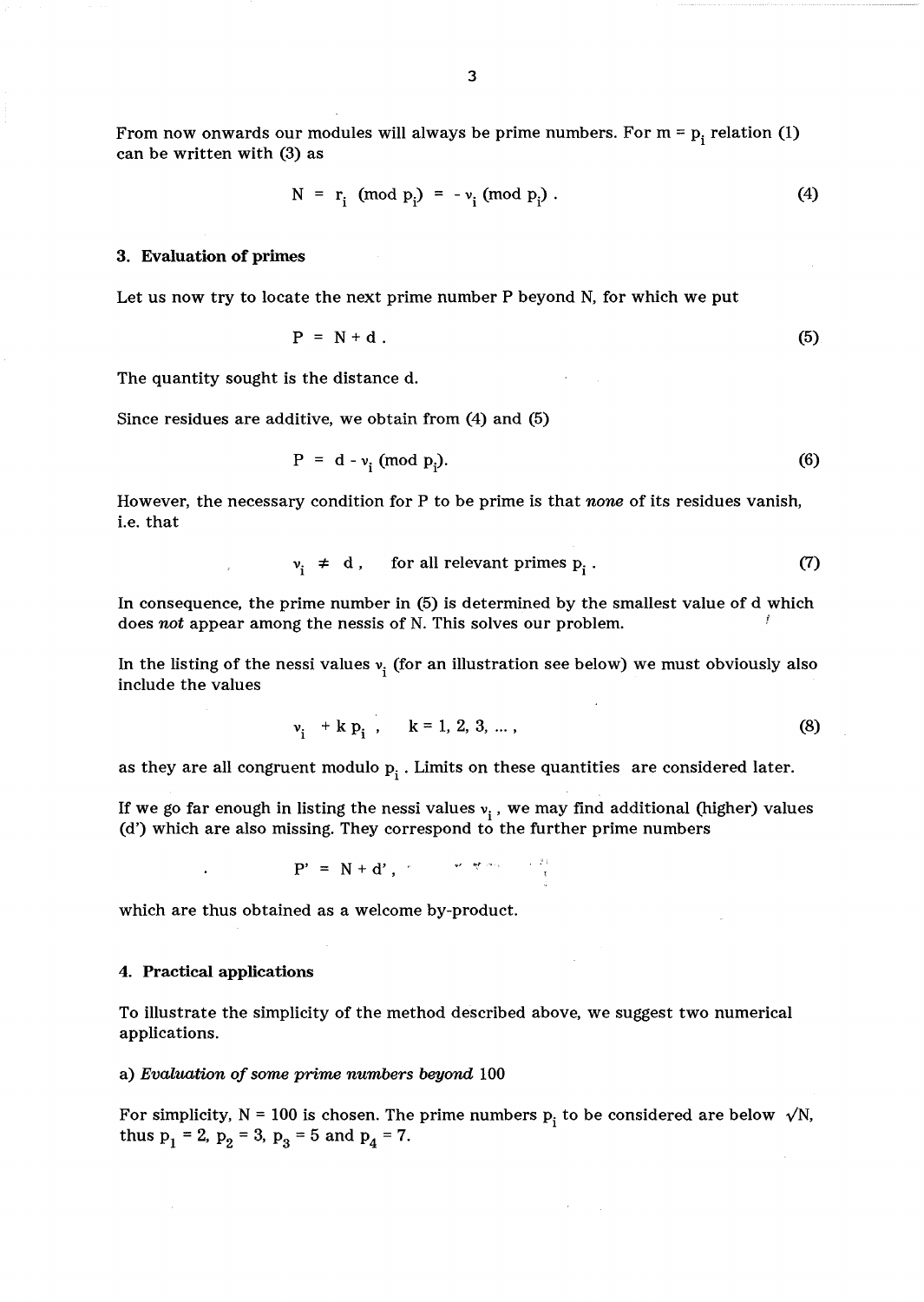From now onwards our modules will always be prime numbers. For $m = p_i$ relation (1) can be written with (3) as

$$N = r_i \pmod{p_i} = -\nu_i \pmod{p_i} . \tag{4}$$

## 3. Evaluation of primes

Let us now try to locate the next prime number P beyond N, for which we put

$$P = N + d . \tag{5}$$

The quantity sought is the distance d.

Since residues are additive, we obtain from (4) and (5)

$$P = d - \nu_i \pmod{p_i}. \tag{6}$$

However, the necessary condition for P to be prime is that *none* of its residues vanish, i.e. that

$$\nu_i \neq d , \quad \text{for all relevant primes } p_i . \tag{7}$$

In consequence, the prime number in (5) is determined by the smallest value of d which does *not* appear among the nessis of N. This solves our problem.

In the listing of the nessi values $\nu_i$ (for an illustration see below) we must obviously also include the values

$$\nu_i + k\, p_i , \quad k = 1, 2, 3, \ldots , \tag{8}$$

as they are all congruent modulo $p_i$. Limits on these quantities are considered later.

If we go far enough in listing the nessi values $\nu_i$, we may find additional (higher) values (d') which are also missing. They correspond to the further prime numbers

$$P' = N + d' ,$$

which are thus obtained as a welcome by-product.

## 4. Practical applications

To illustrate the simplicity of the method described above, we suggest two numerical applications.

a) *Evaluation of some prime numbers beyond* 100

For simplicity, N = 100 is chosen. The prime numbers $p_i$ to be considered are below $\sqrt{N}$, thus $p_1 = 2$, $p_2 = 3$, $p_3 = 5$ and $p_4 = 7$.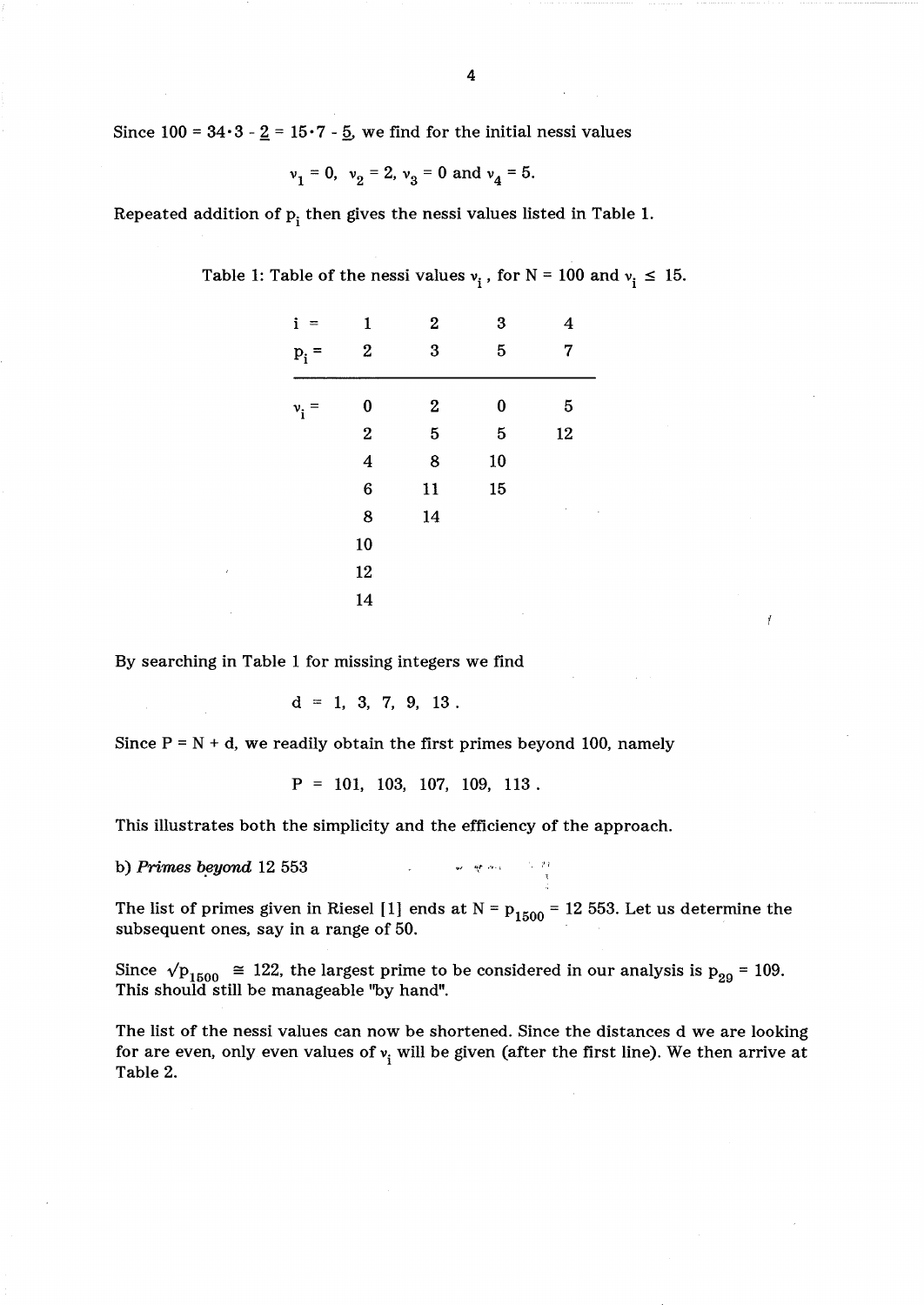Since $100 = 34 \cdot 3 - \underline{2} = 15 \cdot 7 - \underline{5}$, we find for the initial nessi values

$$\nu_1 = 0, \ \nu_2 = 2, \ \nu_3 = 0 \text{ and } \nu_4 = 5.$$

Repeated addition of $p_i$ then gives the nessi values listed in Table 1.

Table 1: Table of the nessi values $\nu_i$ , for N = 100 and $\nu_i \le 15$.

| $i =$ | 1 | 2 | 3 | 4 |
|---|---|---|---|---|
| $p_i =$ | 2 | 3 | 5 | 7 |
| $\nu_i =$ | 0 | 2 | 0 | 5 |
| | 2 | 5 | 5 | 12 |
| | 4 | 8 | 10 | |
| | 6 | 11 | 15 | |
| | 8 | 14 | | |
| | 10 | | | |
| | 12 | | | |
| | 14 | | | |

By searching in Table 1 for missing integers we find

$$d = 1, \ 3, \ 7, \ 9, \ 13 .$$

Since P = N + d, we readily obtain the first primes beyond 100, namely

$$P = 101, \ 103, \ 107, \ 109, \ 113 .$$

This illustrates both the simplicity and the efficiency of the approach.

b) *Primes beyond* 12 553

The list of primes given in Riesel [1] ends at $N = p_{1500} = 12\,553$. Let us determine the subsequent ones, say in a range of 50.

Since $\sqrt{p_{1500}} \cong 122$, the largest prime to be considered in our analysis is $p_{29} = 109$. This should still be manageable "by hand".

The list of the nessi values can now be shortened. Since the distances d we are looking for are even, only even values of $\nu_i$ will be given (after the first line). We then arrive at Table 2.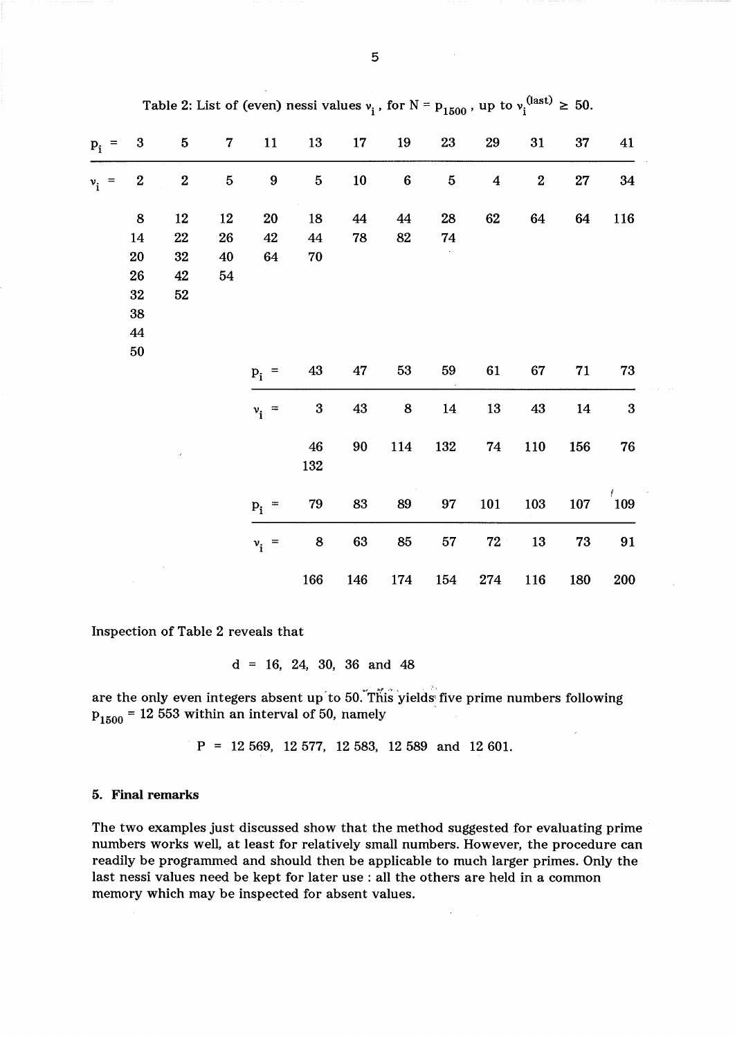Table 2: List of (even) nessi values $\nu_i$, for $N = p_{1500}$, up to $\nu_i^{(last)} \geq 50$.

| $p_i$ = | 3 | 5 | 7 | 11 | 13 | 17 | 19 | 23 | 29 | 31 | 37 | 41 |
|---|---|---|---|---|---|---|---|---|---|---|---|---|
| $\nu_i$ = | 2 | 2 | 5 | 9 | 5 | 10 | 6 | 5 | 4 | 2 | 27 | 34 |
| | 8 | 12 | 12 | 20 | 18 | 44 | 44 | 28 | 62 | 64 | 64 | 116 |
| | 14 | 22 | 26 | 42 | 44 | 78 | 82 | 74 | | | | |
| | 20 | 32 | 40 | 64 | 70 | | | | | | | |
| | 26 | 42 | 54 | | | | | | | | | |
| | 32 | 52 | | | | | | | | | | |
| | 38 | | | | | | | | | | | |
| | 44 | | | | | | | | | | | |
| | 50 | | | | | | | | | | | |

| $p_i$ = | 43 | 47 | 53 | 59 | 61 | 67 | 71 | 73 |
|---|---|---|---|---|---|---|---|---|
| $\nu_i$ = | 3 | 43 | 8 | 14 | 13 | 43 | 14 | 3 |
| | 46 | 90 | 114 | 132 | 74 | 110 | 156 | 76 |
| | 132 | | | | | | | |

| $p_i$ = | 79 | 83 | 89 | 97 | 101 | 103 | 107 | 109 |
|---|---|---|---|---|---|---|---|---|
| $\nu_i$ = | 8 | 63 | 85 | 57 | 72 | 13 | 73 | 91 |
| | 166 | 146 | 174 | 154 | 274 | 116 | 180 | 200 |

Inspection of Table 2 reveals that

$$d = 16, 24, 30, 36 \text{ and } 48$$

are the only even integers absent up to 50. This yields five prime numbers following $p_{1500} = 12\,553$ within an interval of 50, namely

$$P = 12\,569, \; 12\,577, \; 12\,583, \; 12\,589 \text{ and } 12\,601.$$

### 5. Final remarks

The two examples just discussed show that the method suggested for evaluating prime numbers works well, at least for relatively small numbers. However, the procedure can readily be programmed and should then be applicable to much larger primes. Only the last nessi values need be kept for later use : all the others are held in a common memory which may be inspected for absent values.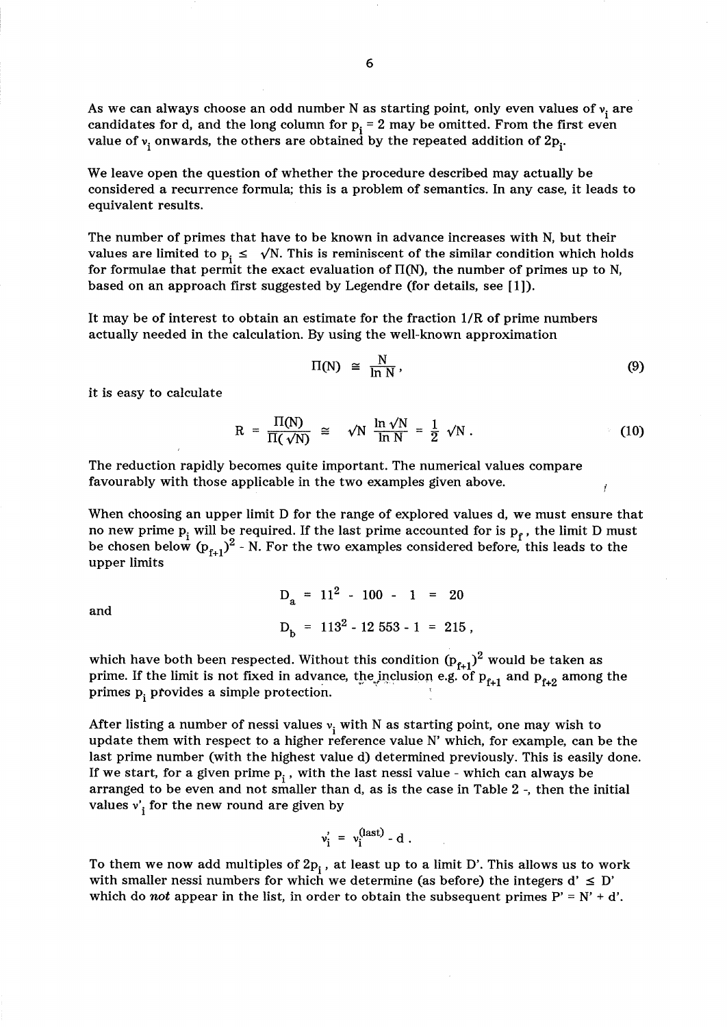As we can always choose an odd number N as starting point, only even values of $\nu_i$ are candidates for d, and the long column for $p_i = 2$ may be omitted. From the first even value of $\nu_i$ onwards, the others are obtained by the repeated addition of $2p_i$.

We leave open the question of whether the procedure described may actually be considered a recurrence formula; this is a problem of semantics. In any case, it leads to equivalent results.

The number of primes that have to be known in advance increases with N, but their values are limited to $p_i \leq \sqrt{N}$. This is reminiscent of the similar condition which holds for formulae that permit the exact evaluation of $\Pi(N)$, the number of primes up to N, based on an approach first suggested by Legendre (for details, see [1]).

It may be of interest to obtain an estimate for the fraction 1/R of prime numbers actually needed in the calculation. By using the well-known approximation

$$\Pi(N) \cong \frac{N}{\ln N}, \tag{9}$$

it is easy to calculate

$$R = \frac{\Pi(N)}{\Pi(\sqrt{N})} \cong \sqrt{N}\,\frac{\ln \sqrt{N}}{\ln N} = \frac{1}{2}\sqrt{N}\,. \tag{10}$$

The reduction rapidly becomes quite important. The numerical values compare favourably with those applicable in the two examples given above.

When choosing an upper limit D for the range of explored values d, we must ensure that no new prime $p_i$ will be required. If the last prime accounted for is $p_f$, the limit D must be chosen below $(p_{f+1})^2 - N$. For the two examples considered before, this leads to the upper limits

$$D_a = 11^2 - 100 - 1 = 20$$

and

$$D_b = 113^2 - 12\,553 - 1 = 215\,,$$

which have both been respected. Without this condition $(p_{f+1})^2$ would be taken as prime. If the limit is not fixed in advance, the inclusion e.g. of $p_{f+1}$ and $p_{f+2}$ among the primes $p_i$ provides a simple protection.

After listing a number of nessi values $\nu_i$ with N as starting point, one may wish to update them with respect to a higher reference value N' which, for example, can be the last prime number (with the highest value d) determined previously. This is easily done. If we start, for a given prime $p_i$, with the last nessi value - which can always be arranged to be even and not smaller than d, as is the case in Table 2 -, then the initial values $\nu'_i$ for the new round are given by

$$\nu'_i = \nu_i^{(\mathrm{last})} - d\,.$$

To them we now add multiples of $2p_i$, at least up to a limit D'. This allows us to work with smaller nessi numbers for which we determine (as before) the integers $d' \leq D'$ which do *not* appear in the list, in order to obtain the subsequent primes $P' = N' + d'$.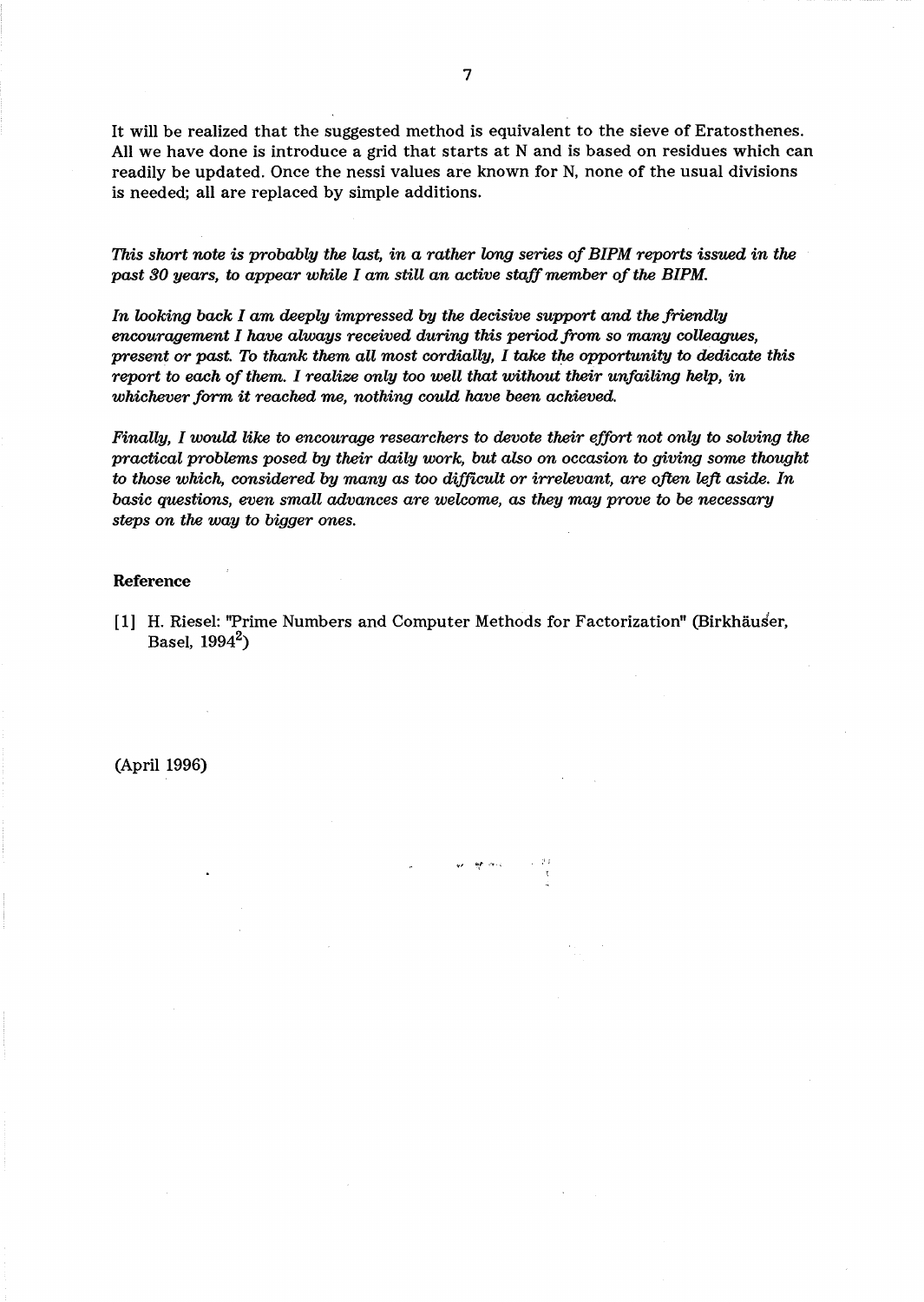It will be realized that the suggested method is equivalent to the sieve of Eratosthenes. All we have done is introduce a grid that starts at N and is based on residues which can readily be updated. Once the nessi values are known for N, none of the usual divisions is needed; all are replaced by simple additions.

*This short note is probably the last, in a rather long series of BIPM reports issued in the past 30 years, to appear while I am still an active staff member of the BIPM.*

*In looking back I am deeply impressed by the decisive support and the friendly encouragement I have always received during this period from so many colleagues, present or past. To thank them all most cordially, I take the opportunity to dedicate this report to each of them. I realize only too well that without their unfailing help, in whichever form it reached me, nothing could have been achieved.*

*Finally, I would like to encourage researchers to devote their effort not only to solving the practical problems posed by their daily work, but also on occasion to giving some thought to those which, considered by many as too difficult or irrelevant, are often left aside. In basic questions, even small advances are welcome, as they may prove to be necessary steps on the way to bigger ones.*

**Reference**

[1] H. Riesel: "Prime Numbers and Computer Methods for Factorization" (Birkhäuser, Basel, $1994^2$)

(April 1996)